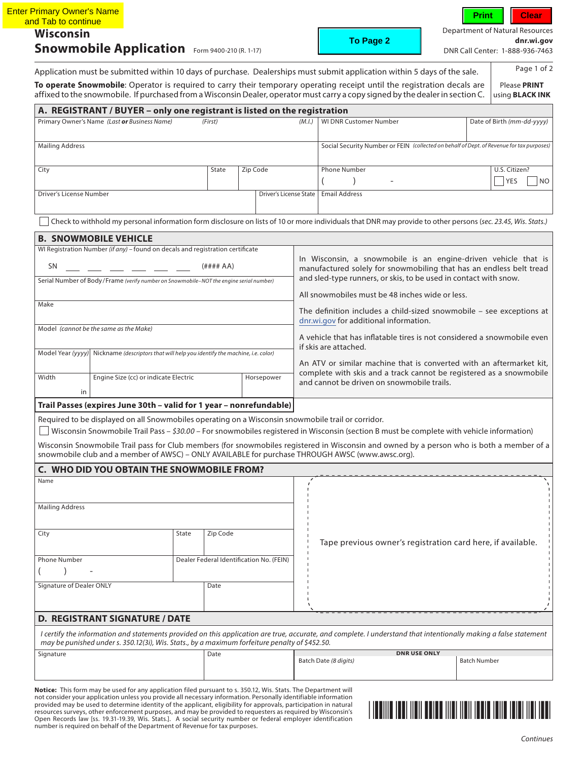Enter Primary Owner's Name and Tab to continue

Print | Clear | To Page 2

# Wisconsin Snowmobile Application

Form 9400-210 (R. 1-17)

Department of Natural Resources
**dnr.wi.gov**
DNR Call Center: 1-888-936-7463

Application must be submitted within 10 days of purchase. Dealerships must submit application within 5 days of the sale.

**To operate Snowmobile**: Operator is required to carry their temporary operating receipt until the registration decals are affixed to the snowmobile. If purchased from a Wisconsin Dealer, operator must carry a copy signed by the dealer in section C.

Please **PRINT** using **BLACK INK**

## A. REGISTRANT / BUYER – only one registrant is listed on the registration

| Primary Owner's Name *(Last **or** Business Name)* | *(First)* | *(M.I.)* | WI DNR Customer Number | Date of Birth *(mm-dd-yyyy)* |
|---|---|---|---|---|
| | | | | |

| Mailing Address | Social Security Number or FEIN *(collected on behalf of Dept. of Revenue for tax purposes)* |
|---|---|
| | |

| City | State | Zip Code | Phone Number | U.S. Citizen? |
|---|---|---|---|---|
| | | | (    )    - | ☐ YES ☐ NO |

| Driver's License Number | Driver's License State | Email Address |
|---|---|---|
| | | |

☐ Check to withhold my personal information form disclosure on lists of 10 or more individuals that DNR may provide to other persons (*sec. 23.45, Wis. Stats.*)

## B. SNOWMOBILE VEHICLE

| Field | |
|---|---|
| WI Registration Number *(if any)* – found on decals and registration certificate | SN ___ ___ ___ ___ ___ ___ (#### AA) |
| Serial Number of Body / Frame *(verify number on Snowmobile–NOT the engine serial number)* | |
| Make | |
| Model *(cannot be the same as the Make)* | |
| Model Year *(yyyy)* | Nickname *(descriptors that will help you identify the machine, i.e. color)* |
| Width (in) | Engine Size (cc) or indicate Electric / Horsepower |

In Wisconsin, a snowmobile is an engine-driven vehicle that is manufactured solely for snowmobiling that has an endless belt tread and sled-type runners, or skis, to be used in contact with snow.

All snowmobiles must be 48 inches wide or less.

The definition includes a child-sized snowmobile – see exceptions at dnr.wi.gov for additional information.

A vehicle that has inflatable tires is not considered a snowmobile even if skis are attached.

An ATV or similar machine that is converted with an aftermarket kit, complete with skis and a track cannot be registered as a snowmobile and cannot be driven on snowmobile trails.

### Trail Passes (expires June 30th – valid for 1 year – nonrefundable)

Required to be displayed on all Snowmobiles operating on a Wisconsin snowmobile trail or corridor.

☐ Wisconsin Snowmobile Trail Pass – *$30.00* – For snowmobiles registered in Wisconsin (section B must be complete with vehicle information)

Wisconsin Snowmobile Trail pass for Club members (for snowmobiles registered in Wisconsin and owned by a person who is both a member of a snowmobile club and a member of AWSC) – ONLY AVAILABLE for purchase THROUGH AWSC (www.awsc.org).

## C. WHO DID YOU OBTAIN THE SNOWMOBILE FROM?

| Name | | |
|---|---|---|
| Mailing Address | | |
| City | State | Zip Code |
| Phone Number (    )    - | Dealer Federal Identification No. (FEIN) | |
| Signature of Dealer ONLY | Date | |

Tape previous owner's registration card here, if available.

## D. REGISTRANT SIGNATURE / DATE

*I certify the information and statements provided on this application are true, accurate, and complete. I understand that intentionally making a false statement may be punished under s. 350.12(3i), Wis. Stats., by a maximum forfeiture penalty of $452.50.*

| Signature | Date |
|---|---|
| | |

**DNR USE ONLY**

| Batch Date *(8 digits)* | Batch Number |
|---|---|
| | |

**Notice:** This form may be used for any application filed pursuant to s. 350.12, Wis. Stats. The Department will not consider your application unless you provide all necessary information. Personally identifiable information provided may be used to determine identity of the applicant, eligibility for approvals, participation in natural resources surveys, other enforcement purposes, and may be provided to requesters as required by Wisconsin's Open Records law [ss. 19.31-19.39, Wis. Stats.]. A social security number or federal employer identification number is required on behalf of the Department of Revenue for tax purposes.

*Continues*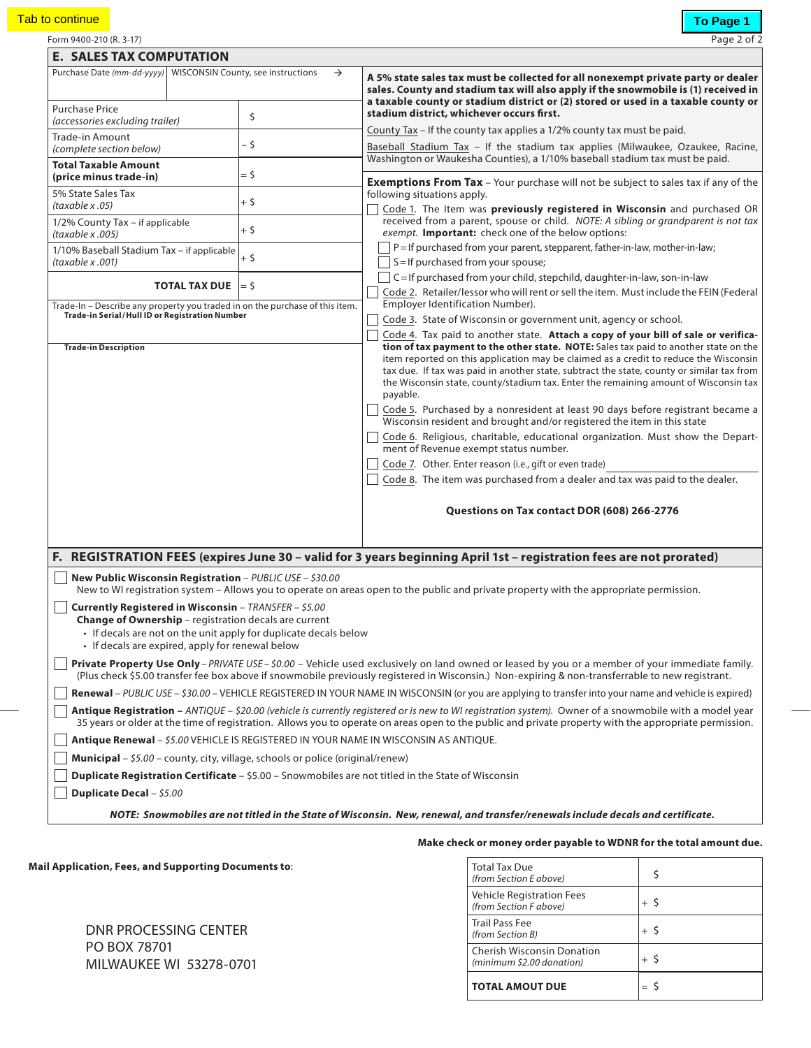Tab to continue

To Page 1

Form 9400-210 (R. 3-17)

## E. SALES TAX COMPUTATION

| | |
|---|---|
| Purchase Date *(mm-dd-yyyy)* | WISCONSIN County, see instructions → |
| Purchase Price *(accessories excluding trailer)* | $ |
| Trade-in Amount *(complete section below)* | – $ |
| **Total Taxable Amount (price minus trade-in)** | = $ |
| 5% State Sales Tax *(taxable x .05)* | + $ |
| 1/2% County Tax – if applicable *(taxable x .005)* | + $ |
| 1/10% Baseball Stadium Tax – if applicable *(taxable x .001)* | + $ |
| **TOTAL TAX DUE** | = $ |

Trade-In – Describe any property you traded in on the purchase of this item.

**Trade-in Serial / Hull ID or Registration Number**

**Trade-in Description**

**A 5% state sales tax must be collected for all nonexempt private party or dealer sales. County and stadium tax will also apply if the snowmobile is (1) received in a taxable county or stadium district or (2) stored or used in a taxable county or stadium district, whichever occurs first.**

County Tax – If the county tax applies a 1/2% county tax must be paid.

Baseball Stadium Tax – If the stadium tax applies (Milwaukee, Ozaukee, Racine, Washington or Waukesha Counties), a 1/10% baseball stadium tax must be paid.

**Exemptions From Tax** – Your purchase will not be subject to sales tax if any of the following situations apply.

- ☐ Code 1. The Item was **previously registered in Wisconsin** and purchased OR received from a parent, spouse or child. *NOTE: A sibling or grandparent is not tax exempt.* **Important:** check one of the below options:
  - ☐ P = If purchased from your parent, stepparent, father-in-law, mother-in-law;
  - ☐ S = If purchased from your spouse;
  - ☐ C = If purchased from your child, stepchild, daughter-in-law, son-in-law
- ☐ Code 2. Retailer/lessor who will rent or sell the item. Must include the FEIN (Federal Employer Identification Number).
- ☐ Code 3. State of Wisconsin or government unit, agency or school.
- ☐ Code 4. Tax paid to another state. **Attach a copy of your bill of sale or verification of tax payment to the other state. NOTE:** Sales tax paid to another state on the item reported on this application may be claimed as a credit to reduce the Wisconsin tax due. If tax was paid in another state, subtract the state, county or similar tax from the Wisconsin state, county/stadium tax. Enter the remaining amount of Wisconsin tax payable.
- ☐ Code 5. Purchased by a nonresident at least 90 days before registrant became a Wisconsin resident and brought and/or registered the item in this state
- ☐ Code 6. Religious, charitable, educational organization. Must show the Department of Revenue exempt status number.
- ☐ Code 7. Other. Enter reason (i.e., gift or even trade) ______
- ☐ Code 8. The item was purchased from a dealer and tax was paid to the dealer.

**Questions on Tax contact DOR (608) 266-2776**

## F. REGISTRATION FEES (expires June 30 – valid for 3 years beginning April 1st – registration fees are not prorated)

- ☐ **New Public Wisconsin Registration** – *PUBLIC USE – $30.00*
  New to WI registration system – Allows you to operate on areas open to the public and private property with the appropriate permission.
- ☐ **Currently Registered in Wisconsin** – *TRANSFER – $5.00*
  **Change of Ownership** – registration decals are current
  - If decals are not on the unit apply for duplicate decals below
  - If decals are expired, apply for renewal below
- ☐ **Private Property Use Only** – *PRIVATE USE – $0.00* – Vehicle used exclusively on land owned or leased by you or a member of your immediate family. (Plus check $5.00 transfer fee box above if snowmobile previously registered in Wisconsin.) Non-expiring & non-transferrable to new registrant.
- ☐ **Renewal** – *PUBLIC USE – $30.00* – VEHICLE REGISTERED IN YOUR NAME IN WISCONSIN (or you are applying to transfer into your name and vehicle is expired)
- ☐ **Antique Registration –** *ANTIQUE – $20.00 (vehicle is currently registered or is new to WI registration system).* Owner of a snowmobile with a model year 35 years or older at the time of registration. Allows you to operate on areas open to the public and private property with the appropriate permission.
- ☐ **Antique Renewal** – *$5.00* VEHICLE IS REGISTERED IN YOUR NAME IN WISCONSIN AS ANTIQUE.
- ☐ **Municipal** – *$5.00* – county, city, village, schools or police (original/renew)
- ☐ **Duplicate Registration Certificate** – $5.00 – Snowmobiles are not titled in the State of Wisconsin
- ☐ **Duplicate Decal** – *$5.00*

***NOTE: Snowmobiles are not titled in the State of Wisconsin. New, renewal, and transfer/renewals include decals and certificate.***

**Make check or money order payable to WDNR for the total amount due.**

**Mail Application, Fees, and Supporting Documents to**:

DNR PROCESSING CENTER
PO BOX 78701
MILWAUKEE WI 53278-0701

| | |
|---|---|
| Total Tax Due *(from Section E above)* | $ |
| Vehicle Registration Fees *(from Section F above)* | + $ |
| Trail Pass Fee *(from Section B)* | + $ |
| Cherish Wisconsin Donation *(minimum $2.00 donation)* | + $ |
| **TOTAL AMOUT DUE** | = $ |